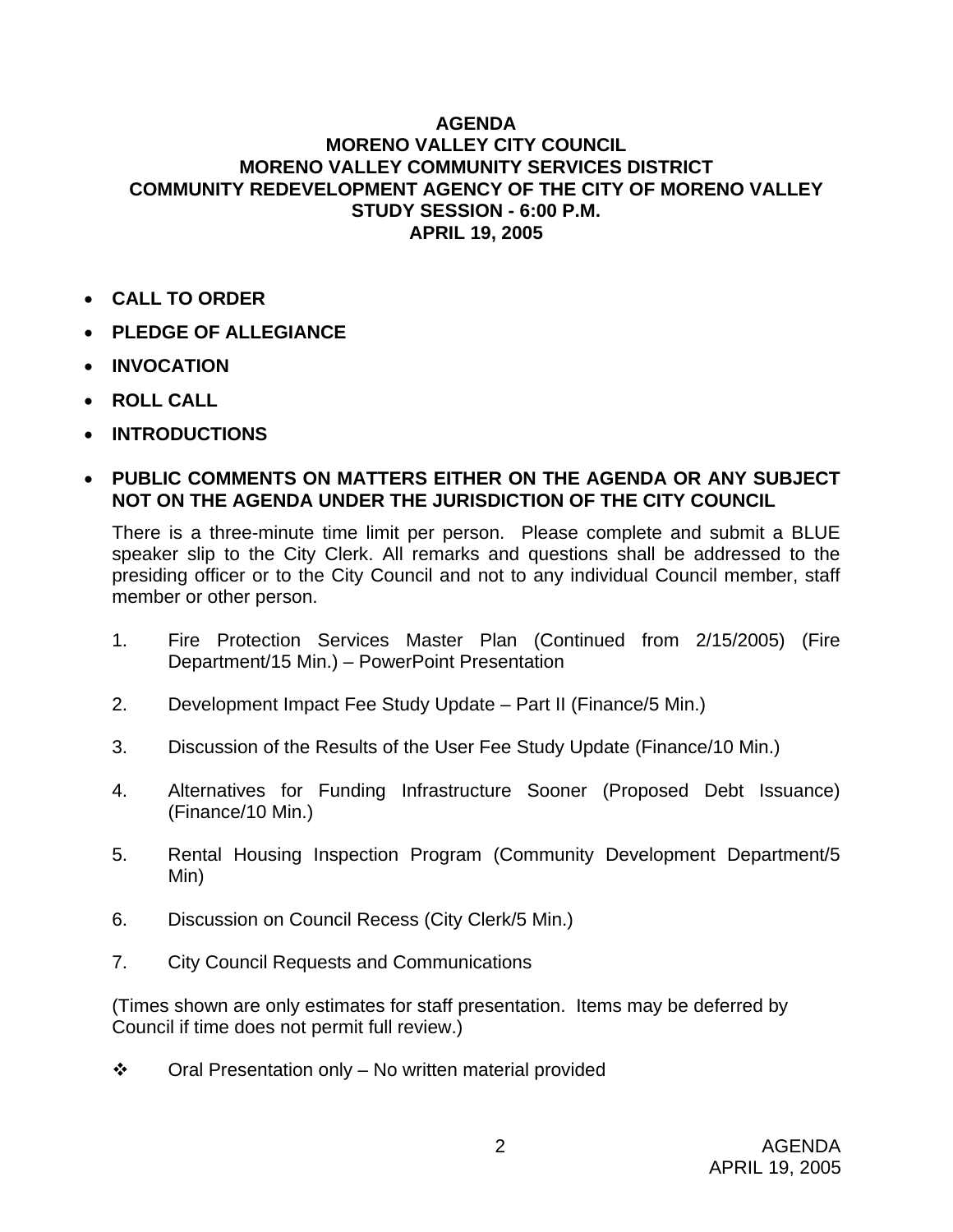# AGENDA
# MORENO VALLEY CITY COUNCIL
# MORENO VALLEY COMMUNITY SERVICES DISTRICT
# COMMUNITY REDEVELOPMENT AGENCY OF THE CITY OF MORENO VALLEY
# STUDY SESSION - 6:00 P.M.
# APRIL 19, 2005

- **CALL TO ORDER**
- **PLEDGE OF ALLEGIANCE**
- **INVOCATION**
- **ROLL CALL**
- **INTRODUCTIONS**
- **PUBLIC COMMENTS ON MATTERS EITHER ON THE AGENDA OR ANY SUBJECT NOT ON THE AGENDA UNDER THE JURISDICTION OF THE CITY COUNCIL**

  There is a three-minute time limit per person. Please complete and submit a BLUE speaker slip to the City Clerk. All remarks and questions shall be addressed to the presiding officer or to the City Council and not to any individual Council member, staff member or other person.

1. Fire Protection Services Master Plan (Continued from 2/15/2005) (Fire Department/15 Min.) – PowerPoint Presentation
2. Development Impact Fee Study Update – Part II (Finance/5 Min.)
3. Discussion of the Results of the User Fee Study Update (Finance/10 Min.)
4. Alternatives for Funding Infrastructure Sooner (Proposed Debt Issuance) (Finance/10 Min.)
5. Rental Housing Inspection Program (Community Development Department/5 Min)
6. Discussion on Council Recess (City Clerk/5 Min.)
7. City Council Requests and Communications

(Times shown are only estimates for staff presentation. Items may be deferred by Council if time does not permit full review.)

❖ Oral Presentation only – No written material provided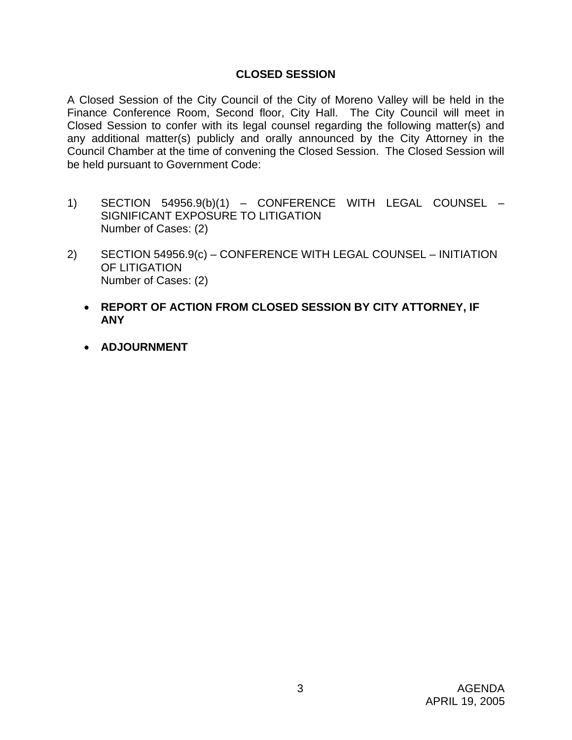## CLOSED SESSION

A Closed Session of the City Council of the City of Moreno Valley will be held in the Finance Conference Room, Second floor, City Hall. The City Council will meet in Closed Session to confer with its legal counsel regarding the following matter(s) and any additional matter(s) publicly and orally announced by the City Attorney in the Council Chamber at the time of convening the Closed Session. The Closed Session will be held pursuant to Government Code:

1) SECTION 54956.9(b)(1) – CONFERENCE WITH LEGAL COUNSEL – SIGNIFICANT EXPOSURE TO LITIGATION
   Number of Cases: (2)

2) SECTION 54956.9(c) – CONFERENCE WITH LEGAL COUNSEL – INITIATION OF LITIGATION
   Number of Cases: (2)

- **REPORT OF ACTION FROM CLOSED SESSION BY CITY ATTORNEY, IF ANY**

- **ADJOURNMENT**